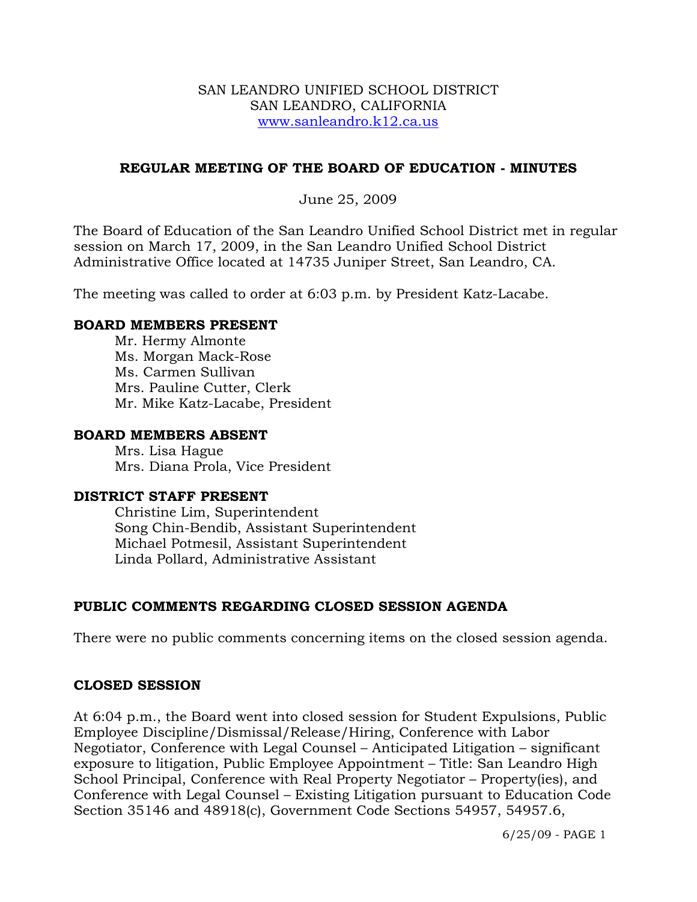SAN LEANDRO UNIFIED SCHOOL DISTRICT
SAN LEANDRO, CALIFORNIA
www.sanleandro.k12.ca.us

## REGULAR MEETING OF THE BOARD OF EDUCATION - MINUTES

June 25, 2009

The Board of Education of the San Leandro Unified School District met in regular session on March 17, 2009, in the San Leandro Unified School District Administrative Office located at 14735 Juniper Street, San Leandro, CA.

The meeting was called to order at 6:03 p.m. by President Katz-Lacabe.

### BOARD MEMBERS PRESENT

Mr. Hermy Almonte
Ms. Morgan Mack-Rose
Ms. Carmen Sullivan
Mrs. Pauline Cutter, Clerk
Mr. Mike Katz-Lacabe, President

### BOARD MEMBERS ABSENT

Mrs. Lisa Hague
Mrs. Diana Prola, Vice President

### DISTRICT STAFF PRESENT

Christine Lim, Superintendent
Song Chin-Bendib, Assistant Superintendent
Michael Potmesil, Assistant Superintendent
Linda Pollard, Administrative Assistant

### PUBLIC COMMENTS REGARDING CLOSED SESSION AGENDA

There were no public comments concerning items on the closed session agenda.

### CLOSED SESSION

At 6:04 p.m., the Board went into closed session for Student Expulsions, Public Employee Discipline/Dismissal/Release/Hiring, Conference with Labor Negotiator, Conference with Legal Counsel – Anticipated Litigation – significant exposure to litigation, Public Employee Appointment – Title: San Leandro High School Principal, Conference with Real Property Negotiator – Property(ies), and Conference with Legal Counsel – Existing Litigation pursuant to Education Code Section 35146 and 48918(c), Government Code Sections 54957, 54957.6,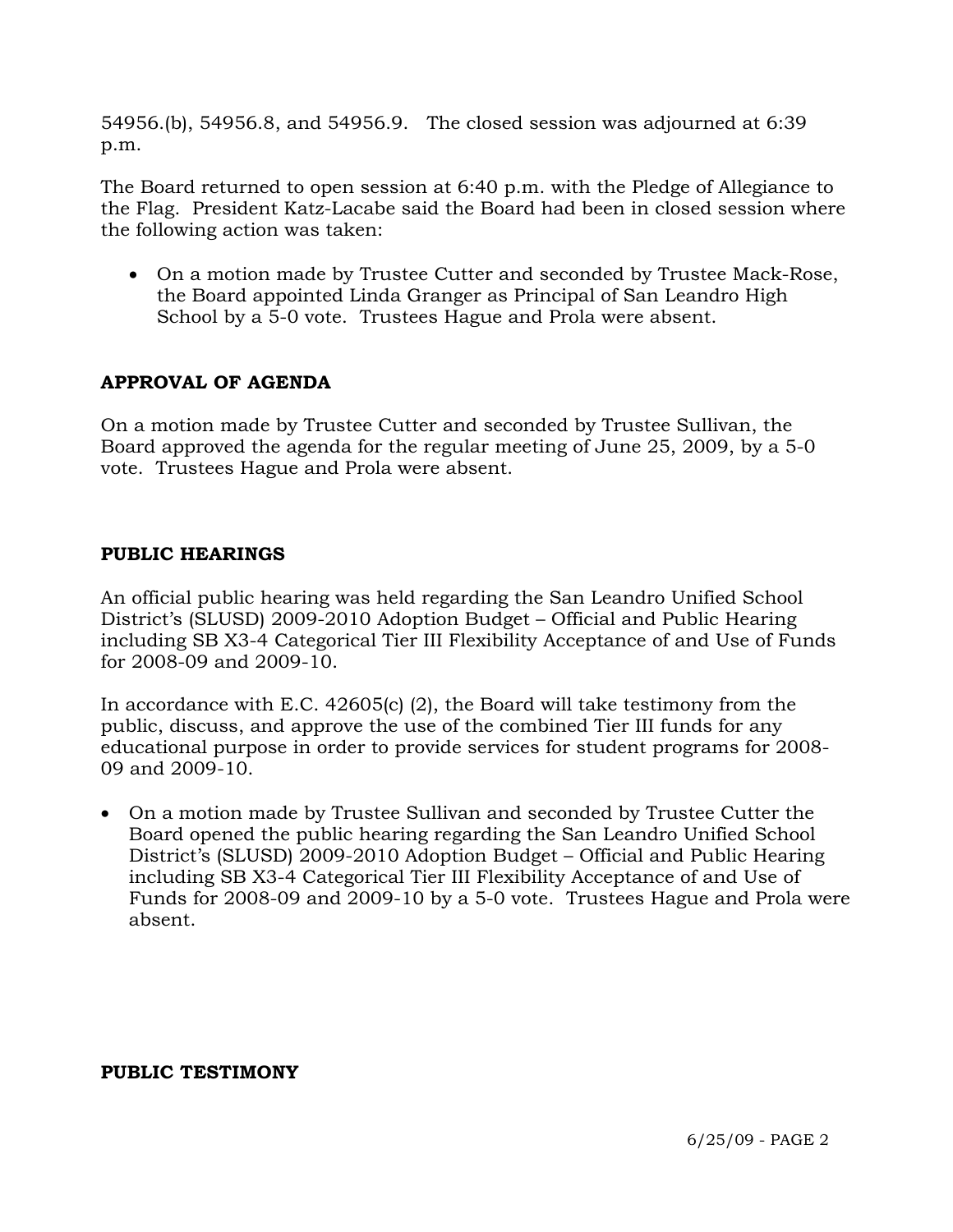54956.(b), 54956.8, and 54956.9. The closed session was adjourned at 6:39 p.m.

The Board returned to open session at 6:40 p.m. with the Pledge of Allegiance to the Flag. President Katz-Lacabe said the Board had been in closed session where the following action was taken:

- On a motion made by Trustee Cutter and seconded by Trustee Mack-Rose, the Board appointed Linda Granger as Principal of San Leandro High School by a 5-0 vote. Trustees Hague and Prola were absent.

**APPROVAL OF AGENDA**

On a motion made by Trustee Cutter and seconded by Trustee Sullivan, the Board approved the agenda for the regular meeting of June 25, 2009, by a 5-0 vote. Trustees Hague and Prola were absent.

**PUBLIC HEARINGS**

An official public hearing was held regarding the San Leandro Unified School District's (SLUSD) 2009-2010 Adoption Budget – Official and Public Hearing including SB X3-4 Categorical Tier III Flexibility Acceptance of and Use of Funds for 2008-09 and 2009-10.

In accordance with E.C. 42605(c) (2), the Board will take testimony from the public, discuss, and approve the use of the combined Tier III funds for any educational purpose in order to provide services for student programs for 2008-09 and 2009-10.

- On a motion made by Trustee Sullivan and seconded by Trustee Cutter the Board opened the public hearing regarding the San Leandro Unified School District's (SLUSD) 2009-2010 Adoption Budget – Official and Public Hearing including SB X3-4 Categorical Tier III Flexibility Acceptance of and Use of Funds for 2008-09 and 2009-10 by a 5-0 vote. Trustees Hague and Prola were absent.

**PUBLIC TESTIMONY**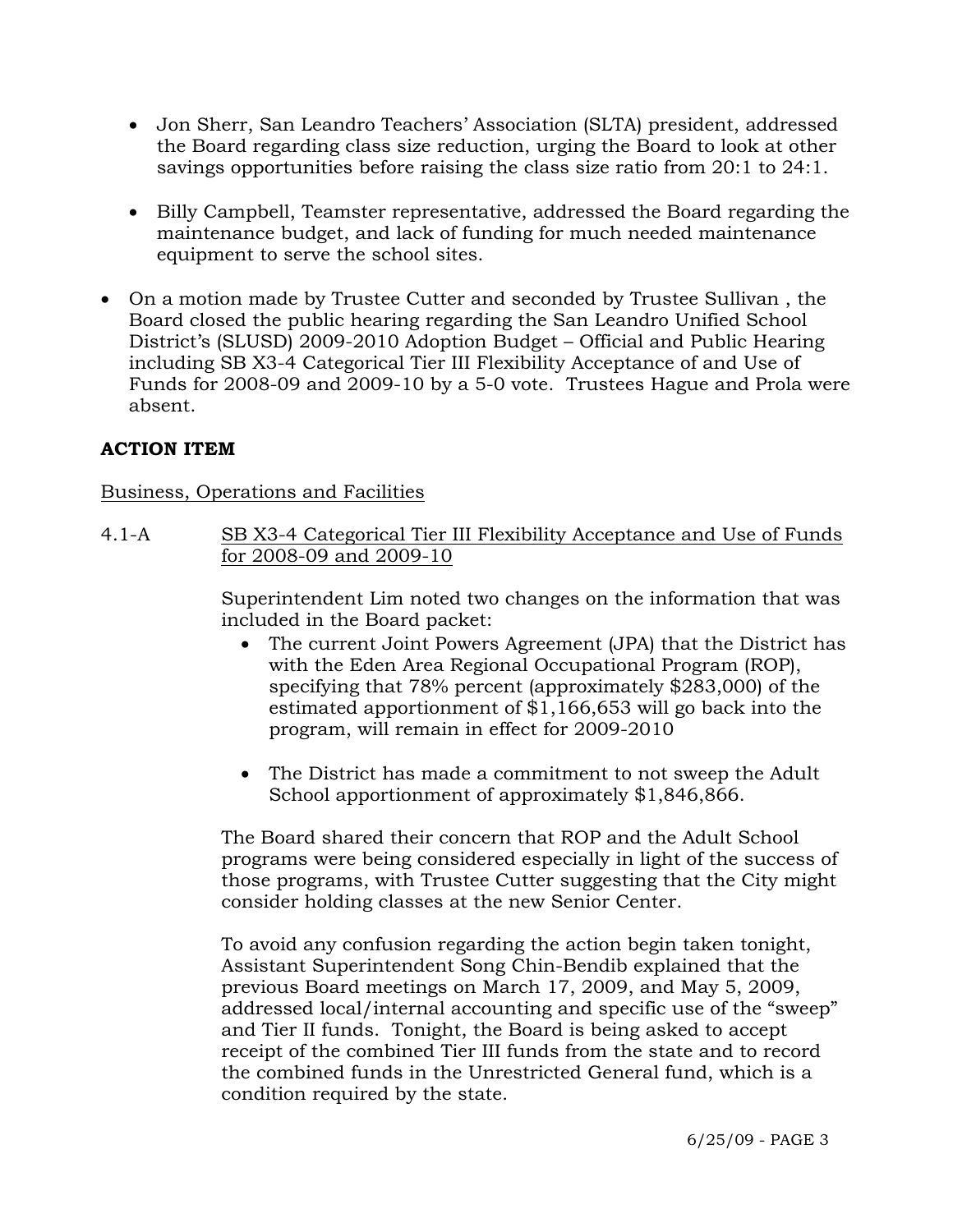- Jon Sherr, San Leandro Teachers' Association (SLTA) president, addressed the Board regarding class size reduction, urging the Board to look at other savings opportunities before raising the class size ratio from 20:1 to 24:1.

- Billy Campbell, Teamster representative, addressed the Board regarding the maintenance budget, and lack of funding for much needed maintenance equipment to serve the school sites.

- On a motion made by Trustee Cutter and seconded by Trustee Sullivan , the Board closed the public hearing regarding the San Leandro Unified School District's (SLUSD) 2009-2010 Adoption Budget – Official and Public Hearing including SB X3-4 Categorical Tier III Flexibility Acceptance of and Use of Funds for 2008-09 and 2009-10 by a 5-0 vote. Trustees Hague and Prola were absent.

**ACTION ITEM**

Business, Operations and Facilities

4.1-A SB X3-4 Categorical Tier III Flexibility Acceptance and Use of Funds for 2008-09 and 2009-10

Superintendent Lim noted two changes on the information that was included in the Board packet:

- The current Joint Powers Agreement (JPA) that the District has with the Eden Area Regional Occupational Program (ROP), specifying that 78% percent (approximately $283,000) of the estimated apportionment of $1,166,653 will go back into the program, will remain in effect for 2009-2010

- The District has made a commitment to not sweep the Adult School apportionment of approximately $1,846,866.

The Board shared their concern that ROP and the Adult School programs were being considered especially in light of the success of those programs, with Trustee Cutter suggesting that the City might consider holding classes at the new Senior Center.

To avoid any confusion regarding the action begin taken tonight, Assistant Superintendent Song Chin-Bendib explained that the previous Board meetings on March 17, 2009, and May 5, 2009, addressed local/internal accounting and specific use of the "sweep" and Tier II funds. Tonight, the Board is being asked to accept receipt of the combined Tier III funds from the state and to record the combined funds in the Unrestricted General fund, which is a condition required by the state.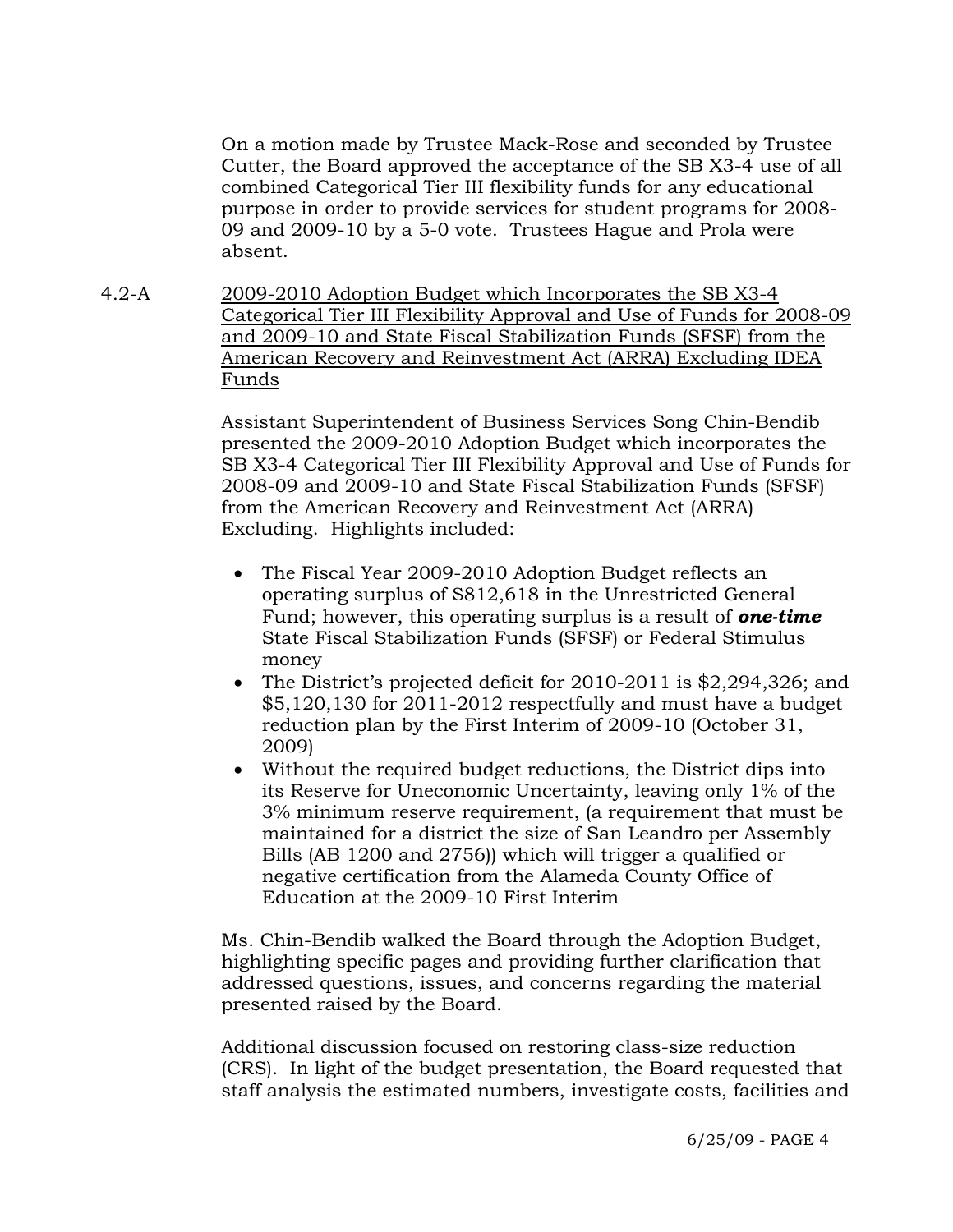On a motion made by Trustee Mack-Rose and seconded by Trustee Cutter, the Board approved the acceptance of the SB X3-4 use of all combined Categorical Tier III flexibility funds for any educational purpose in order to provide services for student programs for 2008-09 and 2009-10 by a 5-0 vote. Trustees Hague and Prola were absent.

4.2-A 2009-2010 Adoption Budget which Incorporates the SB X3-4 Categorical Tier III Flexibility Approval and Use of Funds for 2008-09 and 2009-10 and State Fiscal Stabilization Funds (SFSF) from the American Recovery and Reinvestment Act (ARRA) Excluding IDEA Funds

Assistant Superintendent of Business Services Song Chin-Bendib presented the 2009-2010 Adoption Budget which incorporates the SB X3-4 Categorical Tier III Flexibility Approval and Use of Funds for 2008-09 and 2009-10 and State Fiscal Stabilization Funds (SFSF) from the American Recovery and Reinvestment Act (ARRA) Excluding. Highlights included:

- The Fiscal Year 2009-2010 Adoption Budget reflects an operating surplus of $812,618 in the Unrestricted General Fund; however, this operating surplus is a result of ***one-time*** State Fiscal Stabilization Funds (SFSF) or Federal Stimulus money
- The District's projected deficit for 2010-2011 is $2,294,326; and $5,120,130 for 2011-2012 respectfully and must have a budget reduction plan by the First Interim of 2009-10 (October 31, 2009)
- Without the required budget reductions, the District dips into its Reserve for Uneconomic Uncertainty, leaving only 1% of the 3% minimum reserve requirement, (a requirement that must be maintained for a district the size of San Leandro per Assembly Bills (AB 1200 and 2756)) which will trigger a qualified or negative certification from the Alameda County Office of Education at the 2009-10 First Interim

Ms. Chin-Bendib walked the Board through the Adoption Budget, highlighting specific pages and providing further clarification that addressed questions, issues, and concerns regarding the material presented raised by the Board.

Additional discussion focused on restoring class-size reduction (CRS). In light of the budget presentation, the Board requested that staff analysis the estimated numbers, investigate costs, facilities and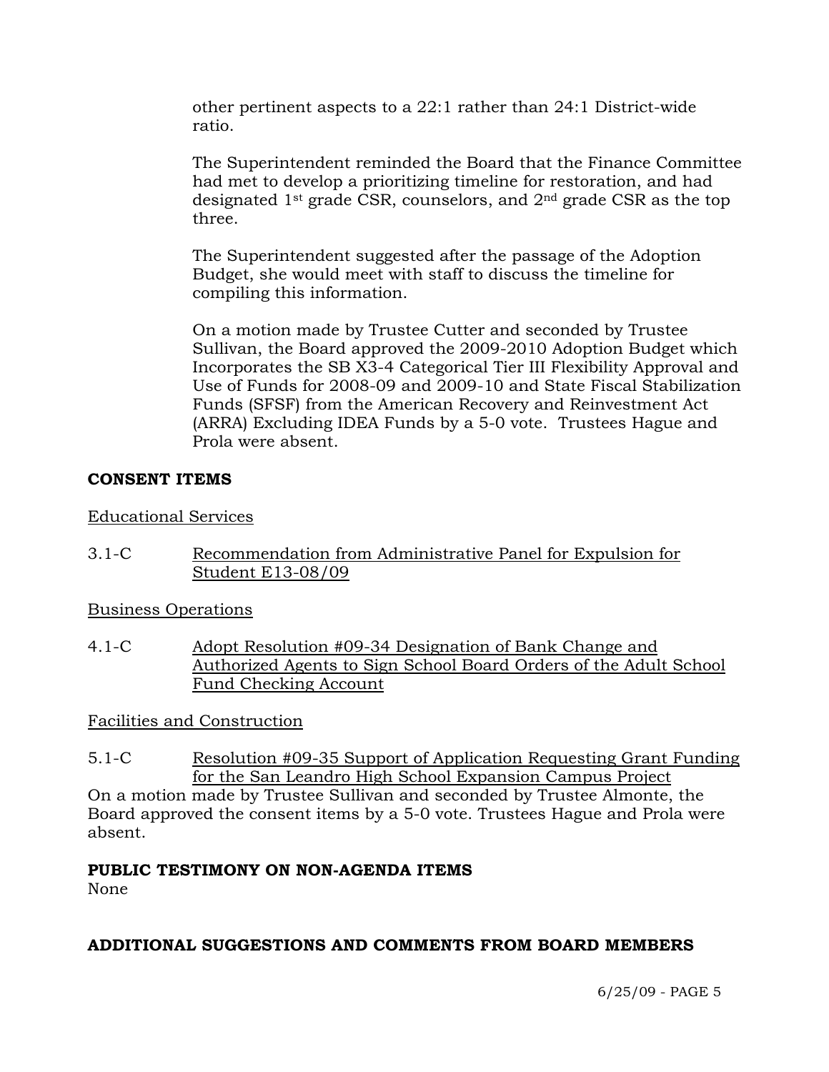other pertinent aspects to a 22:1 rather than 24:1 District-wide ratio.

The Superintendent reminded the Board that the Finance Committee had met to develop a prioritizing timeline for restoration, and had designated 1st grade CSR, counselors, and 2nd grade CSR as the top three.

The Superintendent suggested after the passage of the Adoption Budget, she would meet with staff to discuss the timeline for compiling this information.

On a motion made by Trustee Cutter and seconded by Trustee Sullivan, the Board approved the 2009-2010 Adoption Budget which Incorporates the SB X3-4 Categorical Tier III Flexibility Approval and Use of Funds for 2008-09 and 2009-10 and State Fiscal Stabilization Funds (SFSF) from the American Recovery and Reinvestment Act (ARRA) Excluding IDEA Funds by a 5-0 vote. Trustees Hague and Prola were absent.

**CONSENT ITEMS**

Educational Services

3.1-C Recommendation from Administrative Panel for Expulsion for Student E13-08/09

Business Operations

4.1-C Adopt Resolution #09-34 Designation of Bank Change and Authorized Agents to Sign School Board Orders of the Adult School Fund Checking Account

Facilities and Construction

5.1-C Resolution #09-35 Support of Application Requesting Grant Funding for the San Leandro High School Expansion Campus Project

On a motion made by Trustee Sullivan and seconded by Trustee Almonte, the Board approved the consent items by a 5-0 vote. Trustees Hague and Prola were absent.

**PUBLIC TESTIMONY ON NON-AGENDA ITEMS**

None

**ADDITIONAL SUGGESTIONS AND COMMENTS FROM BOARD MEMBERS**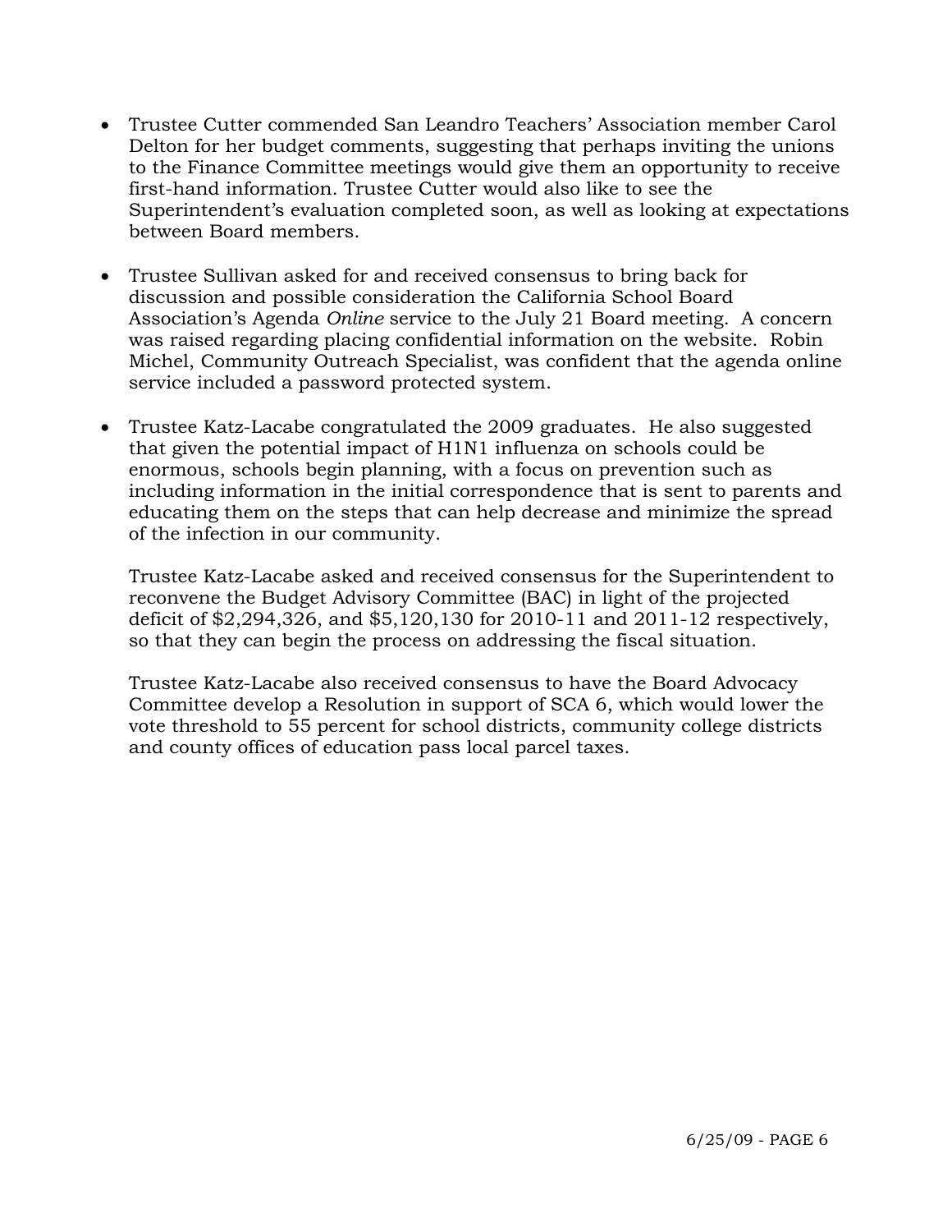- Trustee Cutter commended San Leandro Teachers' Association member Carol Delton for her budget comments, suggesting that perhaps inviting the unions to the Finance Committee meetings would give them an opportunity to receive first-hand information. Trustee Cutter would also like to see the Superintendent's evaluation completed soon, as well as looking at expectations between Board members.

- Trustee Sullivan asked for and received consensus to bring back for discussion and possible consideration the California School Board Association's Agenda *Online* service to the July 21 Board meeting. A concern was raised regarding placing confidential information on the website. Robin Michel, Community Outreach Specialist, was confident that the agenda online service included a password protected system.

- Trustee Katz-Lacabe congratulated the 2009 graduates. He also suggested that given the potential impact of H1N1 influenza on schools could be enormous, schools begin planning, with a focus on prevention such as including information in the initial correspondence that is sent to parents and educating them on the steps that can help decrease and minimize the spread of the infection in our community.

  Trustee Katz-Lacabe asked and received consensus for the Superintendent to reconvene the Budget Advisory Committee (BAC) in light of the projected deficit of $2,294,326, and $5,120,130 for 2010-11 and 2011-12 respectively, so that they can begin the process on addressing the fiscal situation.

  Trustee Katz-Lacabe also received consensus to have the Board Advocacy Committee develop a Resolution in support of SCA 6, which would lower the vote threshold to 55 percent for school districts, community college districts and county offices of education pass local parcel taxes.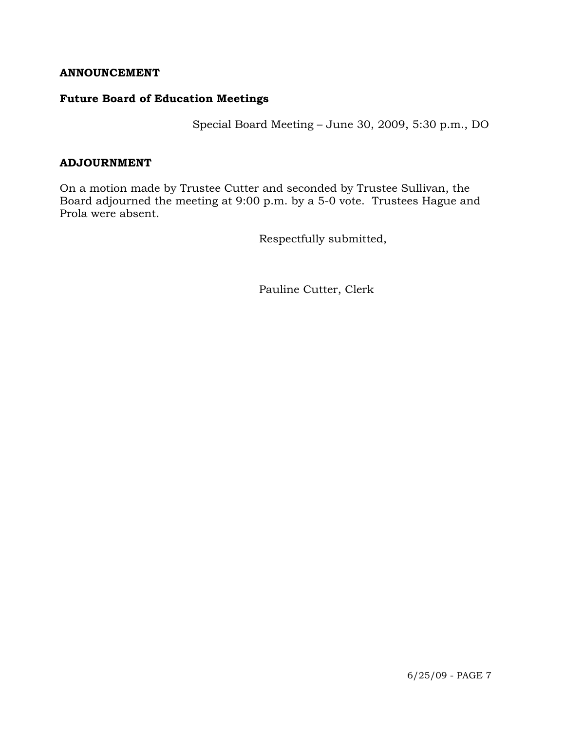**ANNOUNCEMENT**

**Future Board of Education Meetings**

Special Board Meeting – June 30, 2009, 5:30 p.m., DO

**ADJOURNMENT**

On a motion made by Trustee Cutter and seconded by Trustee Sullivan, the Board adjourned the meeting at 9:00 p.m. by a 5-0 vote. Trustees Hague and Prola were absent.

Respectfully submitted,

Pauline Cutter, Clerk